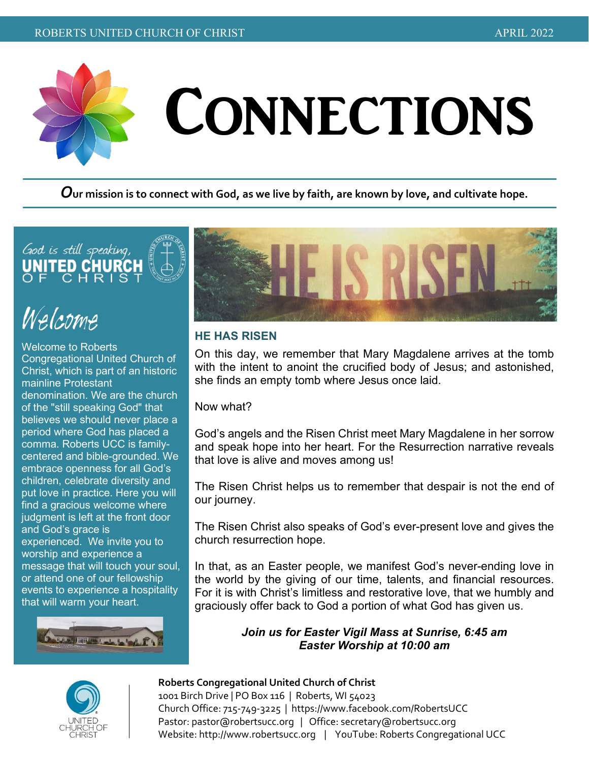ROBERTS UNITED CHURCH OF CHRIST — APRIL 2022

# CONNECTIONS

***O*ur mission is to connect with God, as we live by faith, are known by love, and cultivate hope.**

God is still speaking,
UNITED CHURCH OF CHRIST

## Welcome

Welcome to Roberts Congregational United Church of Christ, which is part of an historic mainline Protestant denomination. We are the church of the "still speaking God" that believes we should never place a period where God has placed a comma. Roberts UCC is family-centered and bible-grounded. We embrace openness for all God's children, celebrate diversity and put love in practice. Here you will find a gracious welcome where judgment is left at the front door and God's grace is experienced. We invite you to worship and experience a message that will touch your soul, or attend one of our fellowship events to experience a hospitality that will warm your heart.

## HE HAS RISEN

On this day, we remember that Mary Magdalene arrives at the tomb with the intent to anoint the crucified body of Jesus; and astonished, she finds an empty tomb where Jesus once laid.

Now what?

God's angels and the Risen Christ meet Mary Magdalene in her sorrow and speak hope into her heart. For the Resurrection narrative reveals that love is alive and moves among us!

The Risen Christ helps us to remember that despair is not the end of our journey.

The Risen Christ also speaks of God's ever-present love and gives the church resurrection hope.

In that, as an Easter people, we manifest God's never-ending love in the world by the giving of our time, talents, and financial resources. For it is with Christ's limitless and restorative love, that we humbly and graciously offer back to God a portion of what God has given us.

***Join us for Easter Vigil Mass at Sunrise, 6:45 am***
***Easter Worship at 10:00 am***

**Roberts Congregational United Church of Christ**
1001 Birch Drive | PO Box 116 | Roberts, WI 54023
Church Office: 715-749-3225 | https://www.facebook.com/RobertsUCC
Pastor: pastor@robertsucc.org | Office: secretary@robertsucc.org
Website: http://www.robertsucc.org | YouTube: Roberts Congregational UCC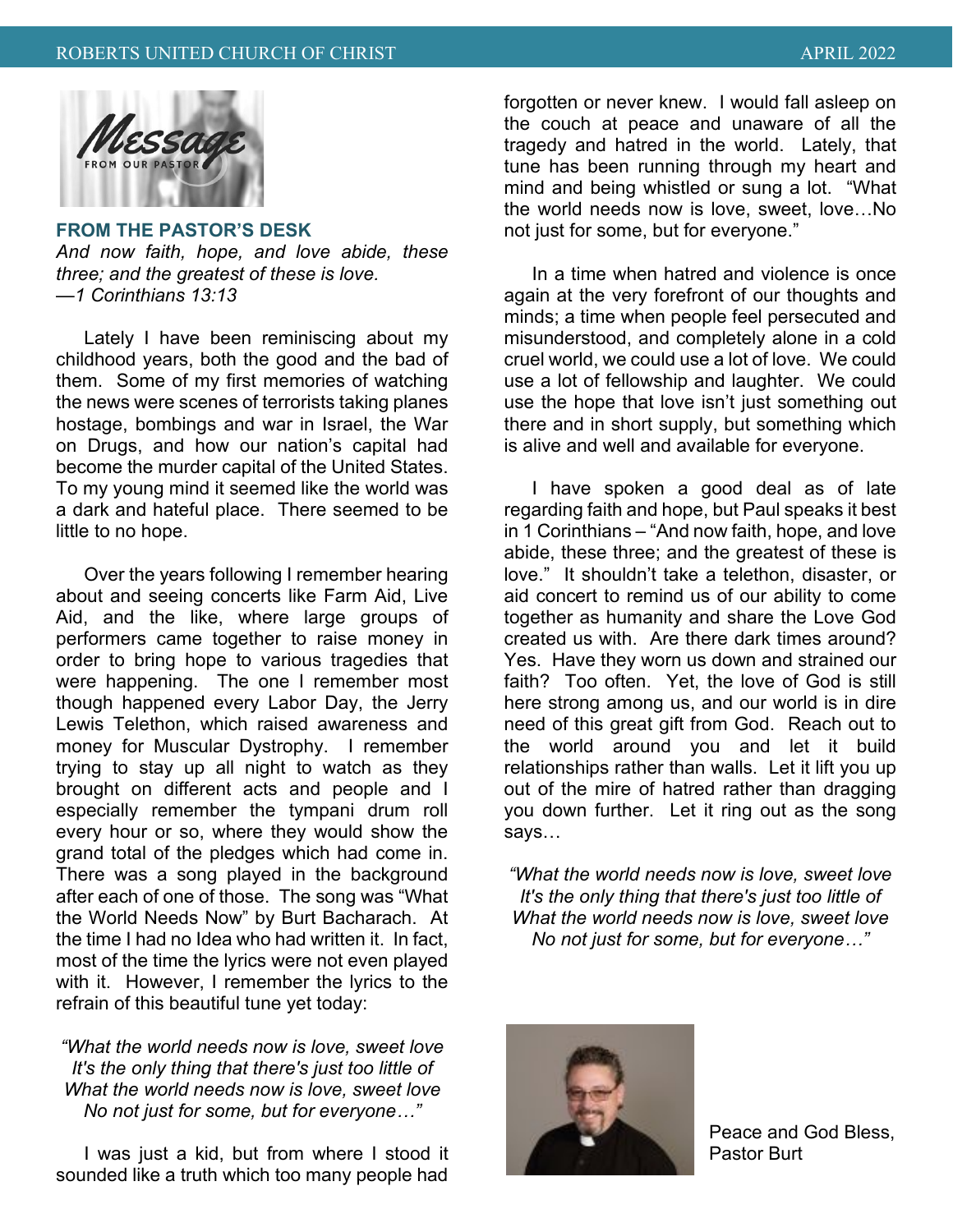## FROM THE PASTOR'S DESK

*And now faith, hope, and love abide, these three; and the greatest of these is love. —1 Corinthians 13:13*

Lately I have been reminiscing about my childhood years, both the good and the bad of them. Some of my first memories of watching the news were scenes of terrorists taking planes hostage, bombings and war in Israel, the War on Drugs, and how our nation's capital had become the murder capital of the United States. To my young mind it seemed like the world was a dark and hateful place. There seemed to be little to no hope.

Over the years following I remember hearing about and seeing concerts like Farm Aid, Live Aid, and the like, where large groups of performers came together to raise money in order to bring hope to various tragedies that were happening. The one I remember most though happened every Labor Day, the Jerry Lewis Telethon, which raised awareness and money for Muscular Dystrophy. I remember trying to stay up all night to watch as they brought on different acts and people and I especially remember the tympani drum roll every hour or so, where they would show the grand total of the pledges which had come in. There was a song played in the background after each of one of those. The song was "What the World Needs Now" by Burt Bacharach. At the time I had no Idea who had written it. In fact, most of the time the lyrics were not even played with it. However, I remember the lyrics to the refrain of this beautiful tune yet today:

*"What the world needs now is love, sweet love*
*It's the only thing that there's just too little of*
*What the world needs now is love, sweet love*
*No not just for some, but for everyone…"*

I was just a kid, but from where I stood it sounded like a truth which too many people had forgotten or never knew. I would fall asleep on the couch at peace and unaware of all the tragedy and hatred in the world. Lately, that tune has been running through my heart and mind and being whistled or sung a lot. "What the world needs now is love, sweet, love…No not just for some, but for everyone."

In a time when hatred and violence is once again at the very forefront of our thoughts and minds; a time when people feel persecuted and misunderstood, and completely alone in a cold cruel world, we could use a lot of love. We could use a lot of fellowship and laughter. We could use the hope that love isn't just something out there and in short supply, but something which is alive and well and available for everyone.

I have spoken a good deal as of late regarding faith and hope, but Paul speaks it best in 1 Corinthians – "And now faith, hope, and love abide, these three; and the greatest of these is love." It shouldn't take a telethon, disaster, or aid concert to remind us of our ability to come together as humanity and share the Love God created us with. Are there dark times around? Yes. Have they worn us down and strained our faith? Too often. Yet, the love of God is still here strong among us, and our world is in dire need of this great gift from God. Reach out to the world around you and let it build relationships rather than walls. Let it lift you up out of the mire of hatred rather than dragging you down further. Let it ring out as the song says…

*"What the world needs now is love, sweet love*
*It's the only thing that there's just too little of*
*What the world needs now is love, sweet love*
*No not just for some, but for everyone…"*

Peace and God Bless,
Pastor Burt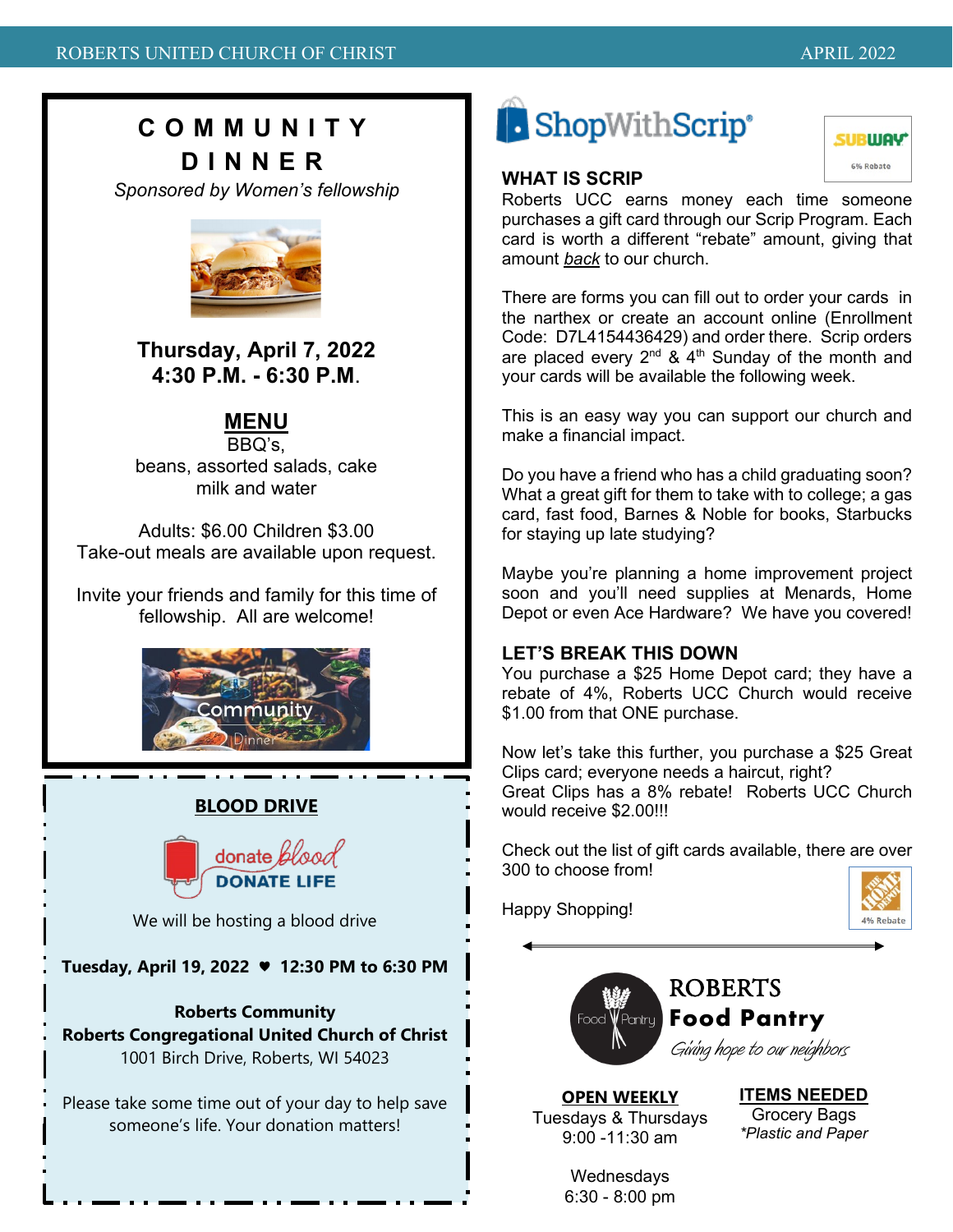# COMMUNITY DINNER

*Sponsored by Women's fellowship*

**Thursday, April 7, 2022**
**4:30 P.M. - 6:30 P.M.**

## MENU

BBQ's,
beans, assorted salads, cake
milk and water

Adults: $6.00 Children $3.00
Take-out meals are available upon request.

Invite your friends and family for this time of fellowship. All are welcome!

## BLOOD DRIVE

donate blood
DONATE LIFE

We will be hosting a blood drive

**Tuesday, April 19, 2022 ♥ 12:30 PM to 6:30 PM**

**Roberts Community**
**Roberts Congregational United Church of Christ**
1001 Birch Drive, Roberts, WI 54023

Please take some time out of your day to help save someone's life. Your donation matters!

# ShopWithScrip

SUBWAY 6% Rebate

### WHAT IS SCRIP

Roberts UCC earns money each time someone purchases a gift card through our Scrip Program. Each card is worth a different "rebate" amount, giving that amount *back* to our church.

There are forms you can fill out to order your cards in the narthex or create an account online (Enrollment Code: D7L4154436429) and order there. Scrip orders are placed every 2nd & 4th Sunday of the month and your cards will be available the following week.

This is an easy way you can support our church and make a financial impact.

Do you have a friend who has a child graduating soon? What a great gift for them to take with to college; a gas card, fast food, Barnes & Noble for books, Starbucks for staying up late studying?

Maybe you're planning a home improvement project soon and you'll need supplies at Menards, Home Depot or even Ace Hardware? We have you covered!

### LET'S BREAK THIS DOWN

You purchase a $25 Home Depot card; they have a rebate of 4%, Roberts UCC Church would receive $1.00 from that ONE purchase.

Now let's take this further, you purchase a $25 Great Clips card; everyone needs a haircut, right?
Great Clips has a 8% rebate! Roberts UCC Church would receive $2.00!!!

Check out the list of gift cards available, there are over 300 to choose from!

Happy Shopping!

The Home Depot 4% Rebate

# ROBERTS Food Pantry

*Giving hope to our neighbors*

**OPEN WEEKLY**
Tuesdays & Thursdays
9:00 -11:30 am

Wednesdays
6:30 - 8:00 pm

**ITEMS NEEDED**
Grocery Bags
*\*Plastic and Paper*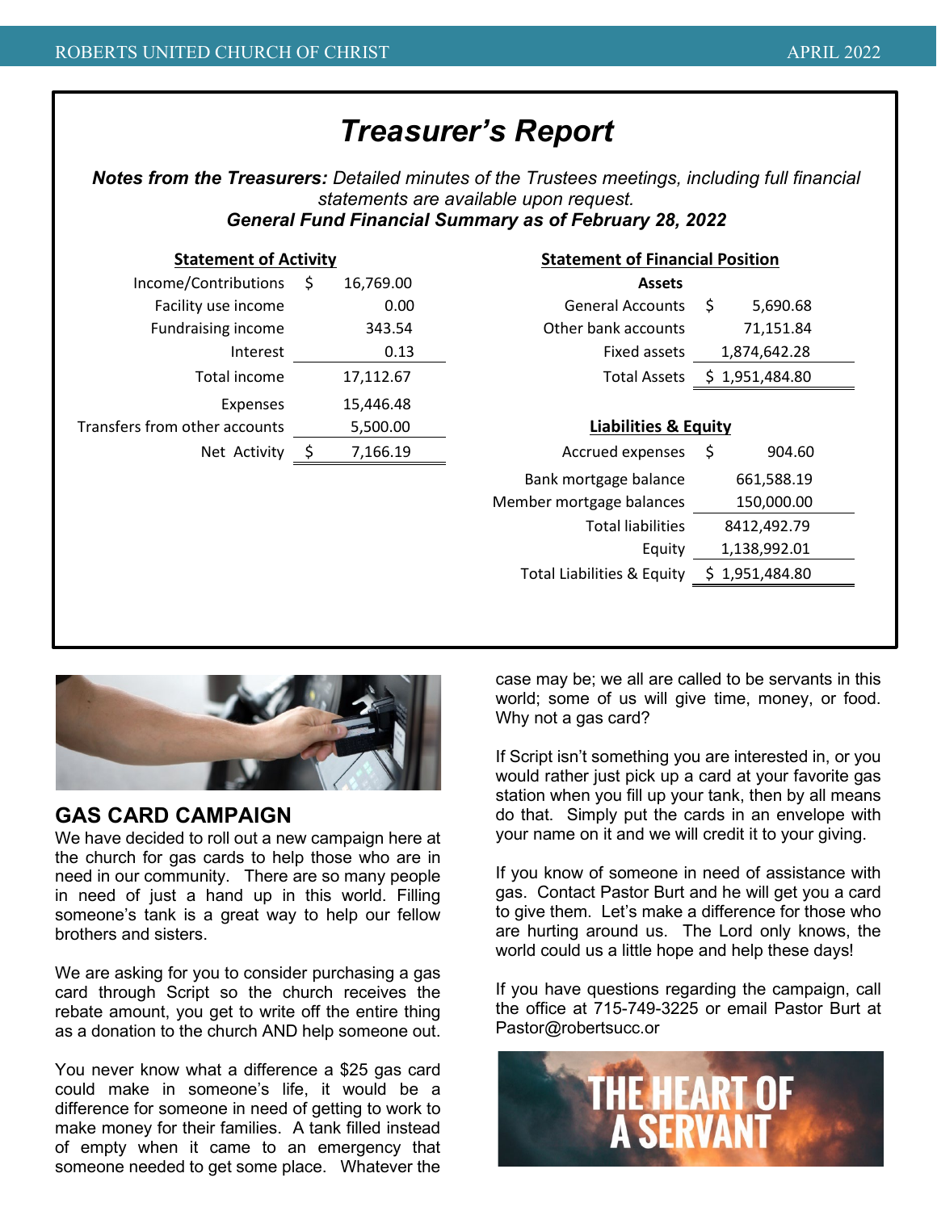# Treasurer's Report

***Notes from the Treasurers:** Detailed minutes of the Trustees meetings, including full financial statements are available upon request.*

***General Fund Financial Summary as of February 28, 2022***

**Statement of Activity**

| | | |
|---|---|---|
| Income/Contributions | $ | 16,769.00 |
| Facility use income | | 0.00 |
| Fundraising income | | 343.54 |
| Interest | | 0.13 |
| Total income | | 17,112.67 |
| Expenses | | 15,446.48 |
| Transfers from other accounts | | 5,500.00 |
| Net Activity | $ | 7,166.19 |

**Statement of Financial Position**

**Assets**

| | | |
|---|---|---|
| General Accounts | $ | 5,690.68 |
| Other bank accounts | | 71,151.84 |
| Fixed assets | | 1,874,642.28 |
| Total Assets | $ | 1,951,484.80 |

**Liabilities & Equity**

| | | |
|---|---|---|
| Accrued expenses | $ | 904.60 |
| Bank mortgage balance | | 661,588.19 |
| Member mortgage balances | | 150,000.00 |
| Total liabilities | | 8412,492.79 |
| Equity | | 1,138,992.01 |
| Total Liabilities & Equity | $ | 1,951,484.80 |

## GAS CARD CAMPAIGN

We have decided to roll out a new campaign here at the church for gas cards to help those who are in need in our community. There are so many people in need of just a hand up in this world. Filling someone's tank is a great way to help our fellow brothers and sisters.

We are asking for you to consider purchasing a gas card through Script so the church receives the rebate amount, you get to write off the entire thing as a donation to the church AND help someone out.

You never know what a difference a $25 gas card could make in someone's life, it would be a difference for someone in need of getting to work to make money for their families. A tank filled instead of empty when it came to an emergency that someone needed to get some place. Whatever the case may be; we all are called to be servants in this world; some of us will give time, money, or food. Why not a gas card?

If Script isn't something you are interested in, or you would rather just pick up a card at your favorite gas station when you fill up your tank, then by all means do that. Simply put the cards in an envelope with your name on it and we will credit it to your giving.

If you know of someone in need of assistance with gas. Contact Pastor Burt and he will get you a card to give them. Let's make a difference for those who are hurting around us. The Lord only knows, the world could us a little hope and help these days!

If you have questions regarding the campaign, call the office at 715-749-3225 or email Pastor Burt at Pastor@robertsucc.or

THE HEART OF A SERVANT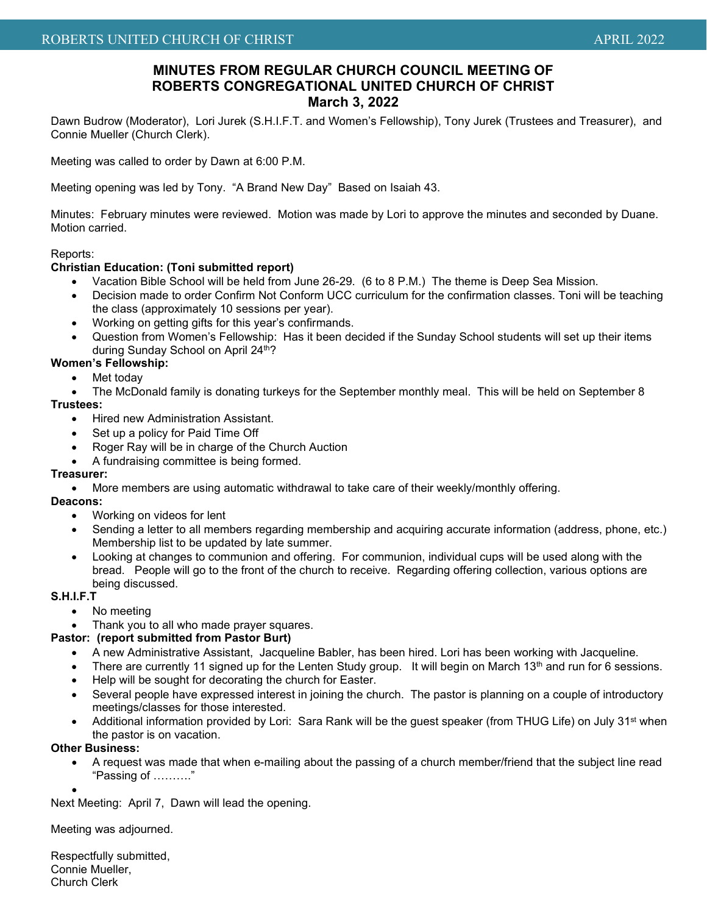# MINUTES FROM REGULAR CHURCH COUNCIL MEETING OF ROBERTS CONGREGATIONAL UNITED CHURCH OF CHRIST
## March 3, 2022

Dawn Budrow (Moderator), Lori Jurek (S.H.I.F.T. and Women's Fellowship), Tony Jurek (Trustees and Treasurer), and Connie Mueller (Church Clerk).

Meeting was called to order by Dawn at 6:00 P.M.

Meeting opening was led by Tony. "A Brand New Day" Based on Isaiah 43.

Minutes: February minutes were reviewed. Motion was made by Lori to approve the minutes and seconded by Duane. Motion carried.

Reports:

**Christian Education: (Toni submitted report)**

- Vacation Bible School will be held from June 26-29. (6 to 8 P.M.) The theme is Deep Sea Mission.
- Decision made to order Confirm Not Conform UCC curriculum for the confirmation classes. Toni will be teaching the class (approximately 10 sessions per year).
- Working on getting gifts for this year's confirmands.
- Question from Women's Fellowship: Has it been decided if the Sunday School students will set up their items during Sunday School on April 24th?

**Women's Fellowship:**

- Met today
- The McDonald family is donating turkeys for the September monthly meal. This will be held on September 8

**Trustees:**

- Hired new Administration Assistant.
- Set up a policy for Paid Time Off
- Roger Ray will be in charge of the Church Auction
- A fundraising committee is being formed.

**Treasurer:**

- More members are using automatic withdrawal to take care of their weekly/monthly offering.

**Deacons:**

- Working on videos for lent
- Sending a letter to all members regarding membership and acquiring accurate information (address, phone, etc.) Membership list to be updated by late summer.
- Looking at changes to communion and offering. For communion, individual cups will be used along with the bread. People will go to the front of the church to receive. Regarding offering collection, various options are being discussed.

**S.H.I.F.T**

- No meeting
- Thank you to all who made prayer squares.

**Pastor: (report submitted from Pastor Burt)**

- A new Administrative Assistant, Jacqueline Babler, has been hired. Lori has been working with Jacqueline.
- There are currently 11 signed up for the Lenten Study group. It will begin on March 13th and run for 6 sessions.
- Help will be sought for decorating the church for Easter.
- Several people have expressed interest in joining the church. The pastor is planning on a couple of introductory meetings/classes for those interested.
- Additional information provided by Lori: Sara Rank will be the guest speaker (from THUG Life) on July 31st when the pastor is on vacation.

**Other Business:**

- A request was made that when e-mailing about the passing of a church member/friend that the subject line read "Passing of ………."
- 

Next Meeting: April 7, Dawn will lead the opening.

Meeting was adjourned.

Respectfully submitted,
Connie Mueller,
Church Clerk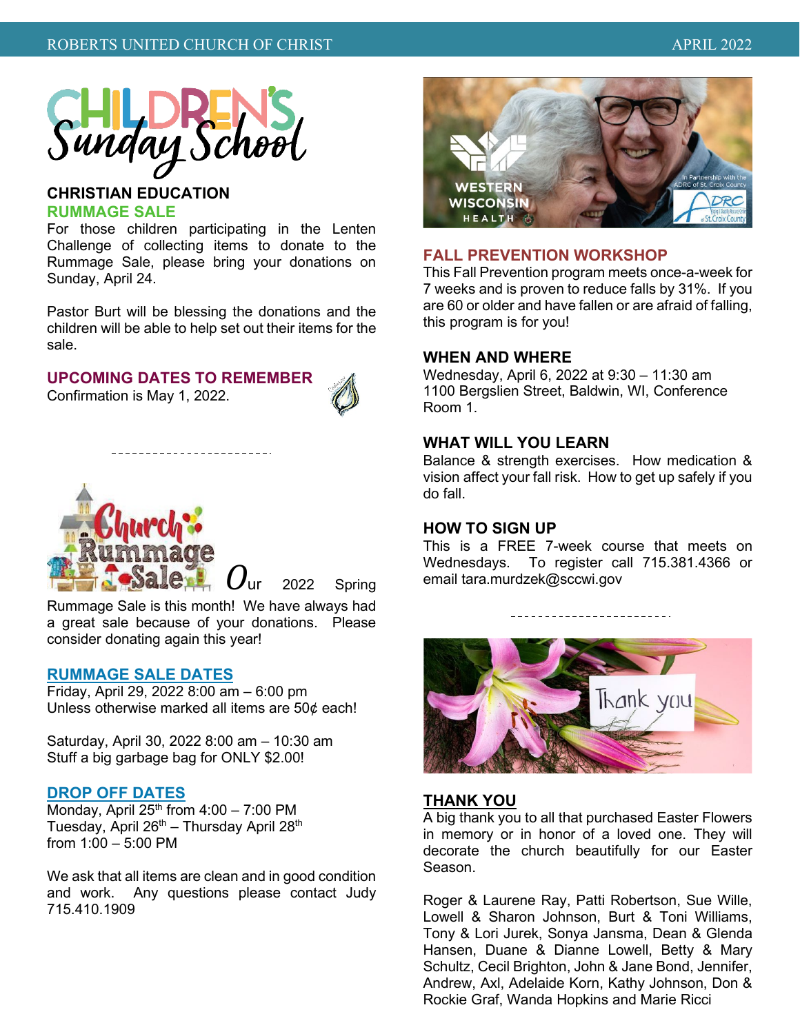# Children's Sunday School

## CHRISTIAN EDUCATION

### RUMMAGE SALE

For those children participating in the Lenten Challenge of collecting items to donate to the Rummage Sale, please bring your donations on Sunday, April 24.

Pastor Burt will be blessing the donations and the children will be able to help set out their items for the sale.

### UPCOMING DATES TO REMEMBER

Confirmation is May 1, 2022.

---

## Church Rummage Sale

Our 2022 Spring Rummage Sale is this month! We have always had a great sale because of your donations. Please consider donating again this year!

### RUMMAGE SALE DATES

Friday, April 29, 2022 8:00 am – 6:00 pm
Unless otherwise marked all items are 50¢ each!

Saturday, April 30, 2022 8:00 am – 10:30 am
Stuff a big garbage bag for ONLY $2.00!

### DROP OFF DATES

Monday, April 25th from 4:00 – 7:00 PM
Tuesday, April 26th – Thursday April 28th from 1:00 – 5:00 PM

We ask that all items are clean and in good condition and work. Any questions please contact Judy 715.410.1909

## FALL PREVENTION WORKSHOP

This Fall Prevention program meets once-a-week for 7 weeks and is proven to reduce falls by 31%. If you are 60 or older and have fallen or are afraid of falling, this program is for you!

### WHEN AND WHERE

Wednesday, April 6, 2022 at 9:30 – 11:30 am
1100 Bergslien Street, Baldwin, WI, Conference Room 1.

### WHAT WILL YOU LEARN

Balance & strength exercises. How medication & vision affect your fall risk. How to get up safely if you do fall.

### HOW TO SIGN UP

This is a FREE 7-week course that meets on Wednesdays. To register call 715.381.4366 or email tara.murdzek@sccwi.gov

---

## THANK YOU

A big thank you to all that purchased Easter Flowers in memory or in honor of a loved one. They will decorate the church beautifully for our Easter Season.

Roger & Laurene Ray, Patti Robertson, Sue Wille, Lowell & Sharon Johnson, Burt & Toni Williams, Tony & Lori Jurek, Sonya Jansma, Dean & Glenda Hansen, Duane & Dianne Lowell, Betty & Mary Schultz, Cecil Brighton, John & Jane Bond, Jennifer, Andrew, Axl, Adelaide Korn, Kathy Johnson, Don & Rockie Graf, Wanda Hopkins and Marie Ricci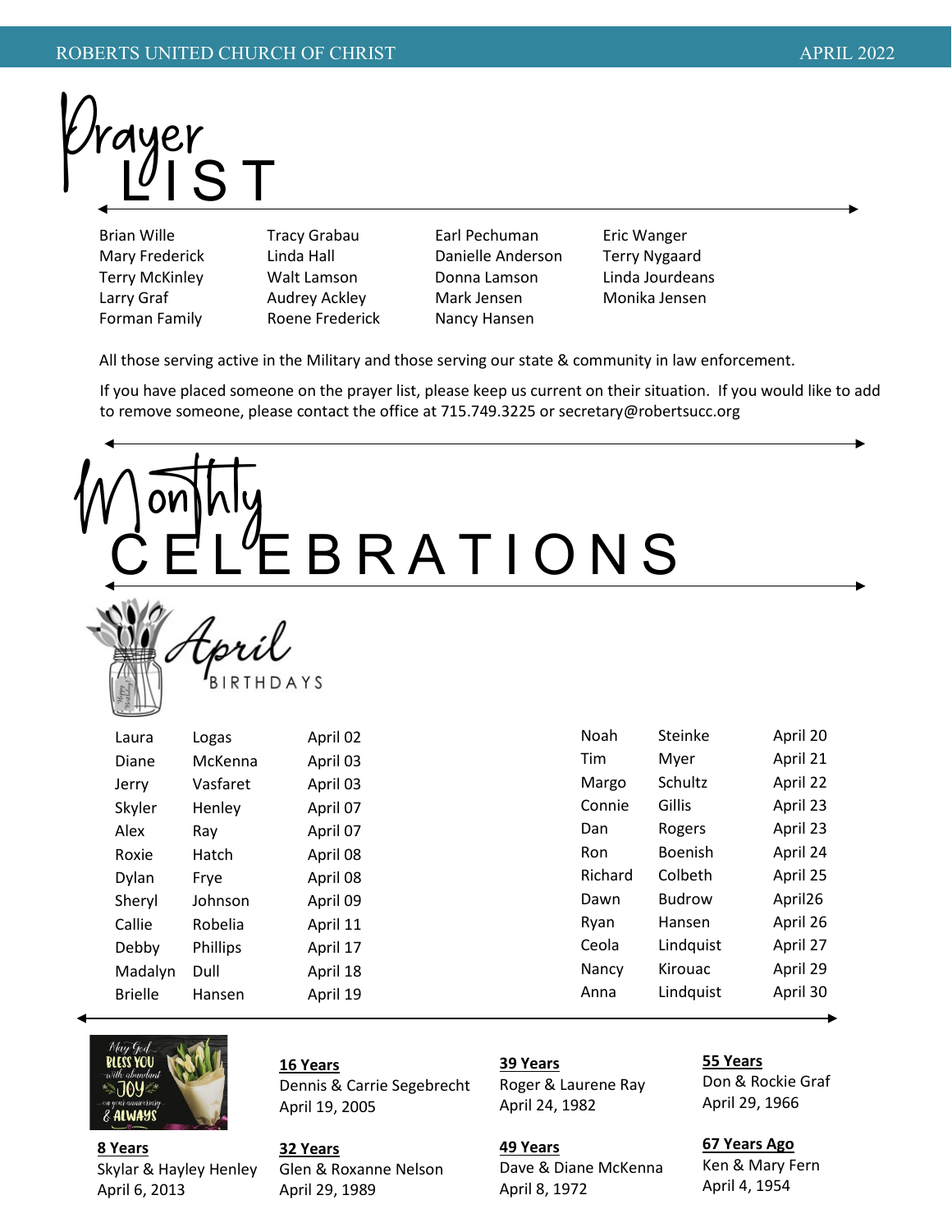# Prayer LIST

Brian Wille
Mary Frederick
Terry McKinley
Larry Graf
Forman Family
Tracy Grabau
Linda Hall
Walt Lamson
Audrey Ackley
Roene Frederick
Earl Pechuman
Danielle Anderson
Donna Lamson
Mark Jensen
Nancy Hansen
Eric Wanger
Terry Nygaard
Linda Jourdeans
Monika Jensen

All those serving active in the Military and those serving our state & community in law enforcement.

If you have placed someone on the prayer list, please keep us current on their situation. If you would like to add to remove someone, please contact the office at 715.749.3225 or secretary@robertsucc.org

# Monthly CELEBRATIONS

## April BIRTHDAYS

| | | |
|---|---|---|
| Laura | Logas | April 02 |
| Diane | McKenna | April 03 |
| Jerry | Vasfaret | April 03 |
| Skyler | Henley | April 07 |
| Alex | Ray | April 07 |
| Roxie | Hatch | April 08 |
| Dylan | Frye | April 08 |
| Sheryl | Johnson | April 09 |
| Callie | Robelia | April 11 |
| Debby | Phillips | April 17 |
| Madalyn | Dull | April 18 |
| Brielle | Hansen | April 19 |
| Noah | Steinke | April 20 |
| Tim | Myer | April 21 |
| Margo | Schultz | April 22 |
| Connie | Gillis | April 23 |
| Dan | Rogers | April 23 |
| Ron | Boenish | April 24 |
| Richard | Colbeth | April 25 |
| Dawn | Budrow | April26 |
| Ryan | Hansen | April 26 |
| Ceola | Lindquist | April 27 |
| Nancy | Kirouac | April 29 |
| Anna | Lindquist | April 30 |

May God BLESS YOU with abundant JOY on your anniversary & ALWAYS

**8 Years**
Skylar & Hayley Henley
April 6, 2013

**16 Years**
Dennis & Carrie Segebrecht
April 19, 2005

**32 Years**
Glen & Roxanne Nelson
April 29, 1989

**39 Years**
Roger & Laurene Ray
April 24, 1982

**49 Years**
Dave & Diane McKenna
April 8, 1972

**55 Years**
Don & Rockie Graf
April 29, 1966

**67 Years Ago**
Ken & Mary Fern
April 4, 1954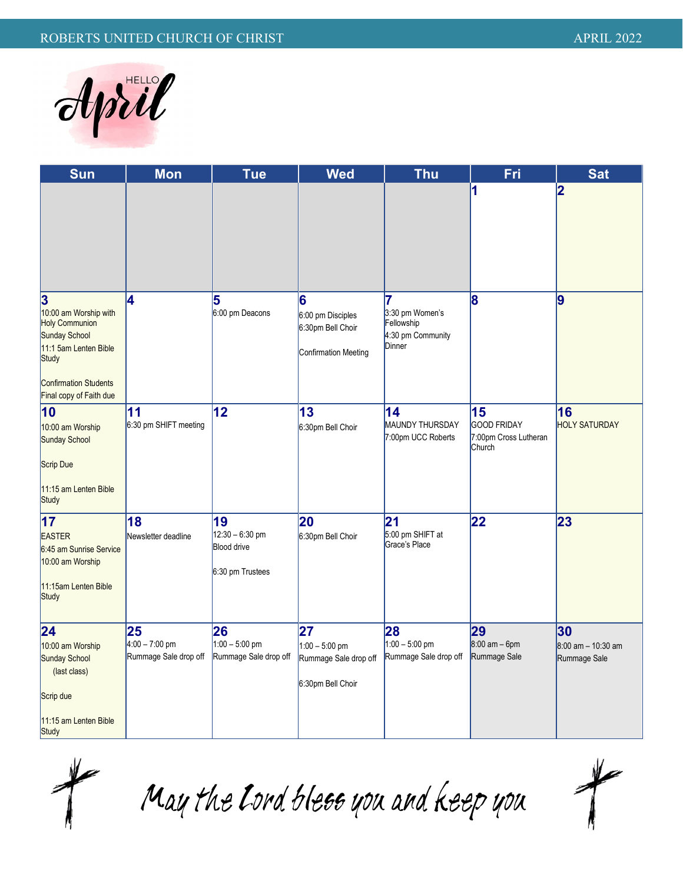ROBERTS UNITED CHURCH OF CHRIST — APRIL 2022

HELLO April

| Sun | Mon | Tue | Wed | Thu | Fri | Sat |
|---|---|---|---|---|---|---|
| | | | | | 1 | 2 |
| 3<br>10:00 am Worship with Holy Communion<br>Sunday School<br>11:1 5am Lenten Bible Study<br><br>Confirmation Students Final copy of Faith due | 4 | 5<br>6:00 pm Deacons | 6<br>6:00 pm Disciples<br>6:30pm Bell Choir<br><br>Confirmation Meeting | 7<br>3:30 pm Women's Fellowship<br>4:30 pm Community Dinner | 8 | 9 |
| 10<br>10:00 am Worship<br>Sunday School<br><br>Scrip Due<br><br>11:15 am Lenten Bible Study | 11<br>6:30 pm SHIFT meeting | 12 | 13<br>6:30pm Bell Choir | 14<br>MAUNDY THURSDAY<br>7:00pm UCC Roberts | 15<br>GOOD FRIDAY<br>7:00pm Cross Lutheran Church | 16<br>HOLY SATURDAY |
| 17<br>EASTER<br>6:45 am Sunrise Service<br>10:00 am Worship<br><br>11:15am Lenten Bible Study | 18<br>Newsletter deadline | 19<br>12:30 – 6:30 pm<br>Blood drive<br><br>6:30 pm Trustees | 20<br>6:30pm Bell Choir | 21<br>5:00 pm SHIFT at Grace's Place | 22 | 23 |
| 24<br>10:00 am Worship<br>Sunday School (last class)<br><br>Scrip due<br><br>11:15 am Lenten Bible Study | 25<br>4:00 – 7:00 pm<br>Rummage Sale drop off | 26<br>1:00 – 5:00 pm<br>Rummage Sale drop off | 27<br>1:00 – 5:00 pm<br>Rummage Sale drop off<br><br>6:30pm Bell Choir | 28<br>1:00 – 5:00 pm<br>Rummage Sale drop off | 29<br>8:00 am – 6pm<br>Rummage Sale | 30<br>8:00 am – 10:30 am<br>Rummage Sale |

*May the Lord bless you and keep you*